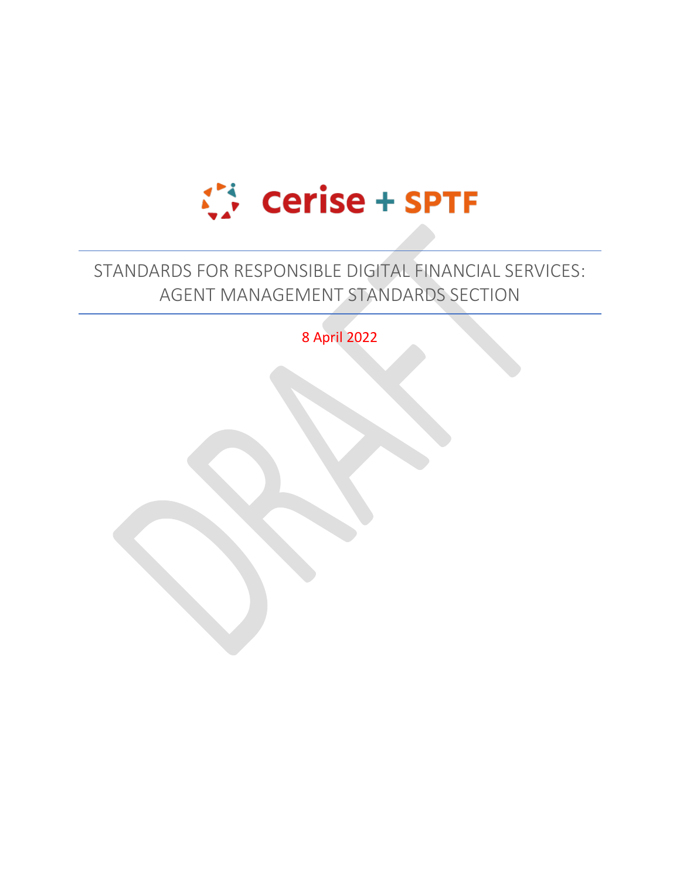Cerise + SPTF

# STANDARDS FOR RESPONSIBLE DIGITAL FINANCIAL SERVICES: AGENT MANAGEMENT STANDARDS SECTION

8 April 2022

DRAFT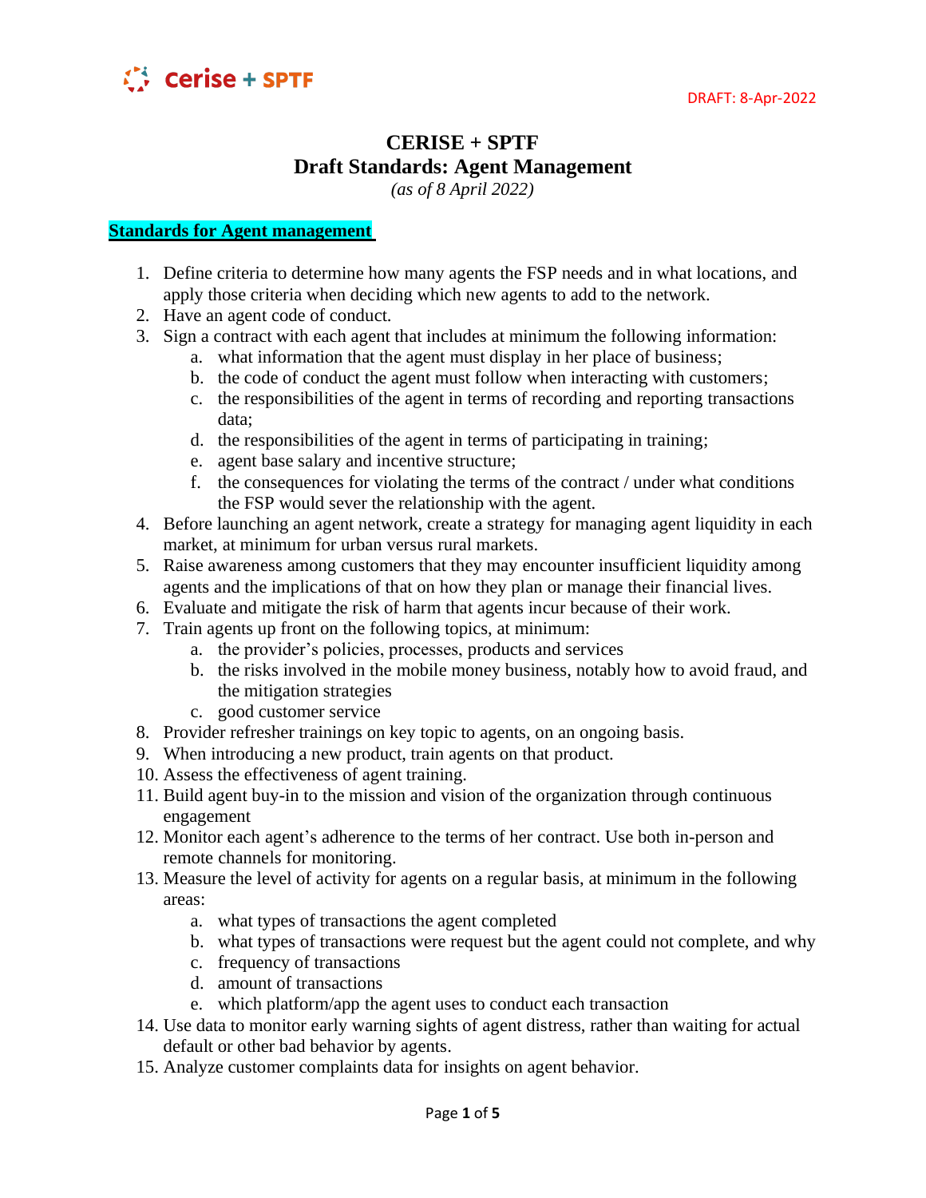DRAFT: 8-Apr-2022

# CERISE + SPTF
# Draft Standards: Agent Management

*(as of 8 April 2022)*

**Standards for Agent management**

1. Define criteria to determine how many agents the FSP needs and in what locations, and apply those criteria when deciding which new agents to add to the network.
2. Have an agent code of conduct.
3. Sign a contract with each agent that includes at minimum the following information:
   a. what information that the agent must display in her place of business;
   b. the code of conduct the agent must follow when interacting with customers;
   c. the responsibilities of the agent in terms of recording and reporting transactions data;
   d. the responsibilities of the agent in terms of participating in training;
   e. agent base salary and incentive structure;
   f. the consequences for violating the terms of the contract / under what conditions the FSP would sever the relationship with the agent.
4. Before launching an agent network, create a strategy for managing agent liquidity in each market, at minimum for urban versus rural markets.
5. Raise awareness among customers that they may encounter insufficient liquidity among agents and the implications of that on how they plan or manage their financial lives.
6. Evaluate and mitigate the risk of harm that agents incur because of their work.
7. Train agents up front on the following topics, at minimum:
   a. the provider's policies, processes, products and services
   b. the risks involved in the mobile money business, notably how to avoid fraud, and the mitigation strategies
   c. good customer service
8. Provider refresher trainings on key topic to agents, on an ongoing basis.
9. When introducing a new product, train agents on that product.
10. Assess the effectiveness of agent training.
11. Build agent buy-in to the mission and vision of the organization through continuous engagement
12. Monitor each agent's adherence to the terms of her contract. Use both in-person and remote channels for monitoring.
13. Measure the level of activity for agents on a regular basis, at minimum in the following areas:
    a. what types of transactions the agent completed
    b. what types of transactions were request but the agent could not complete, and why
    c. frequency of transactions
    d. amount of transactions
    e. which platform/app the agent uses to conduct each transaction
14. Use data to monitor early warning sights of agent distress, rather than waiting for actual default or other bad behavior by agents.
15. Analyze customer complaints data for insights on agent behavior.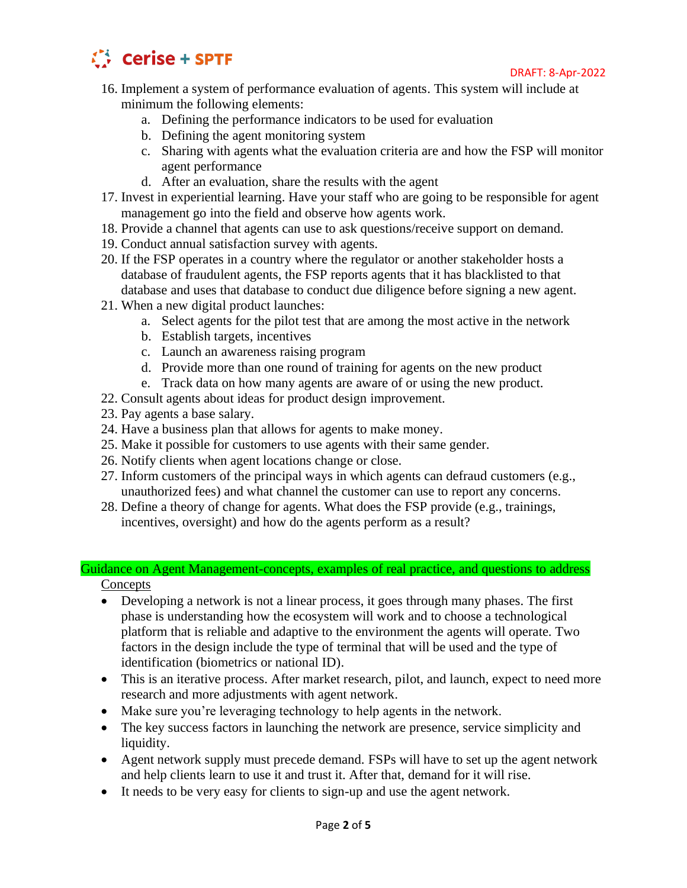16. Implement a system of performance evaluation of agents. This system will include at minimum the following elements:
    a. Defining the performance indicators to be used for evaluation
    b. Defining the agent monitoring system
    c. Sharing with agents what the evaluation criteria are and how the FSP will monitor agent performance
    d. After an evaluation, share the results with the agent
17. Invest in experiential learning. Have your staff who are going to be responsible for agent management go into the field and observe how agents work.
18. Provide a channel that agents can use to ask questions/receive support on demand.
19. Conduct annual satisfaction survey with agents.
20. If the FSP operates in a country where the regulator or another stakeholder hosts a database of fraudulent agents, the FSP reports agents that it has blacklisted to that database and uses that database to conduct due diligence before signing a new agent.
21. When a new digital product launches:
    a. Select agents for the pilot test that are among the most active in the network
    b. Establish targets, incentives
    c. Launch an awareness raising program
    d. Provide more than one round of training for agents on the new product
    e. Track data on how many agents are aware of or using the new product.
22. Consult agents about ideas for product design improvement.
23. Pay agents a base salary.
24. Have a business plan that allows for agents to make money.
25. Make it possible for customers to use agents with their same gender.
26. Notify clients when agent locations change or close.
27. Inform customers of the principal ways in which agents can defraud customers (e.g., unauthorized fees) and what channel the customer can use to report any concerns.
28. Define a theory of change for agents. What does the FSP provide (e.g., trainings, incentives, oversight) and how do the agents perform as a result?

## Guidance on Agent Management-concepts, examples of real practice, and questions to address

Concepts

- Developing a network is not a linear process, it goes through many phases. The first phase is understanding how the ecosystem will work and to choose a technological platform that is reliable and adaptive to the environment the agents will operate. Two factors in the design include the type of terminal that will be used and the type of identification (biometrics or national ID).
- This is an iterative process. After market research, pilot, and launch, expect to need more research and more adjustments with agent network.
- Make sure you're leveraging technology to help agents in the network.
- The key success factors in launching the network are presence, service simplicity and liquidity.
- Agent network supply must precede demand. FSPs will have to set up the agent network and help clients learn to use it and trust it. After that, demand for it will rise.
- It needs to be very easy for clients to sign-up and use the agent network.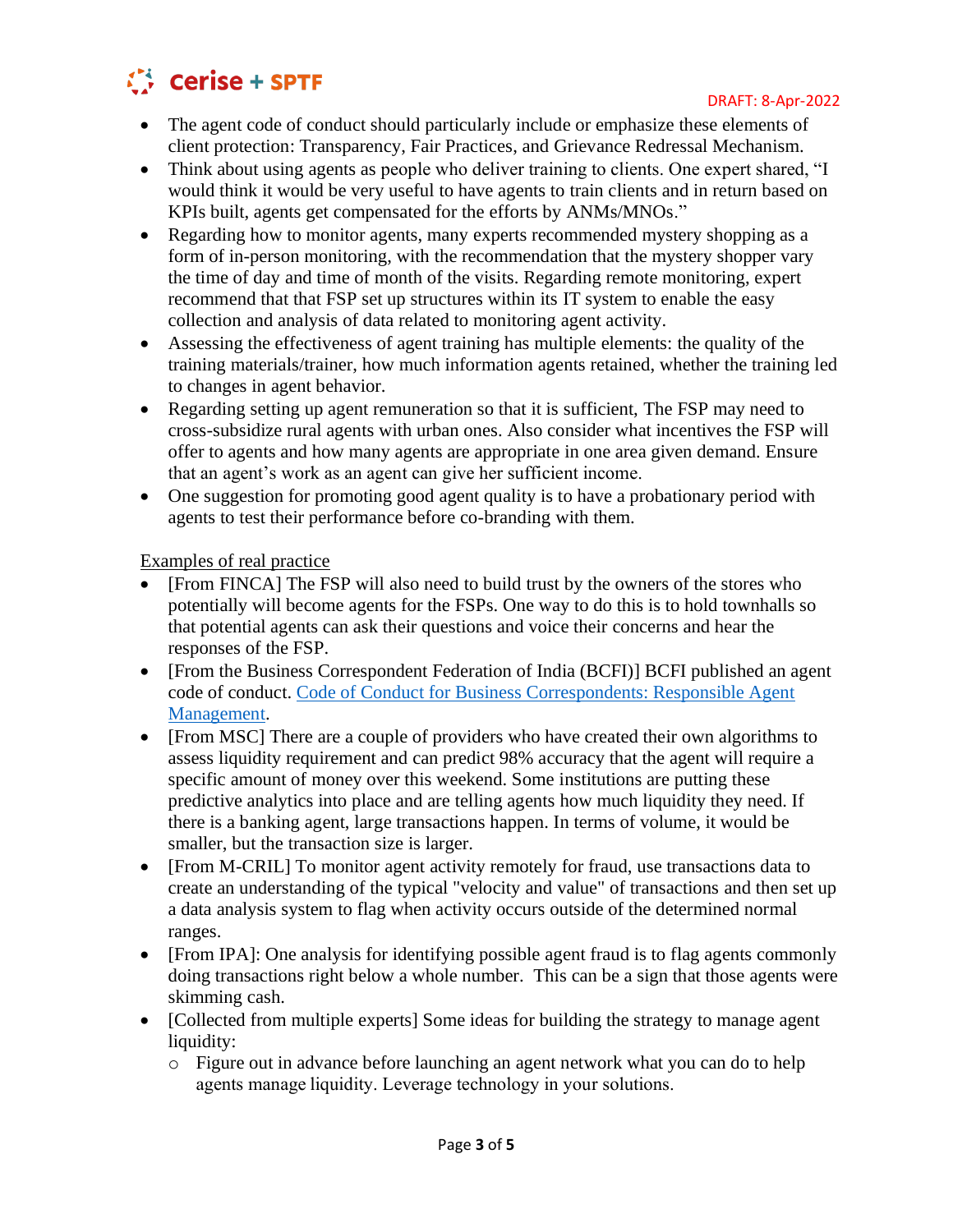- The agent code of conduct should particularly include or emphasize these elements of client protection: Transparency, Fair Practices, and Grievance Redressal Mechanism.
- Think about using agents as people who deliver training to clients. One expert shared, "I would think it would be very useful to have agents to train clients and in return based on KPIs built, agents get compensated for the efforts by ANMs/MNOs."
- Regarding how to monitor agents, many experts recommended mystery shopping as a form of in-person monitoring, with the recommendation that the mystery shopper vary the time of day and time of month of the visits. Regarding remote monitoring, expert recommend that that FSP set up structures within its IT system to enable the easy collection and analysis of data related to monitoring agent activity.
- Assessing the effectiveness of agent training has multiple elements: the quality of the training materials/trainer, how much information agents retained, whether the training led to changes in agent behavior.
- Regarding setting up agent remuneration so that it is sufficient, The FSP may need to cross-subsidize rural agents with urban ones. Also consider what incentives the FSP will offer to agents and how many agents are appropriate in one area given demand. Ensure that an agent's work as an agent can give her sufficient income.
- One suggestion for promoting good agent quality is to have a probationary period with agents to test their performance before co-branding with them.

Examples of real practice

- [From FINCA] The FSP will also need to build trust by the owners of the stores who potentially will become agents for the FSPs. One way to do this is to hold townhalls so that potential agents can ask their questions and voice their concerns and hear the responses of the FSP.
- [From the Business Correspondent Federation of India (BCFI)] BCFI published an agent code of conduct. Code of Conduct for Business Correspondents: Responsible Agent Management.
- [From MSC] There are a couple of providers who have created their own algorithms to assess liquidity requirement and can predict 98% accuracy that the agent will require a specific amount of money over this weekend. Some institutions are putting these predictive analytics into place and are telling agents how much liquidity they need. If there is a banking agent, large transactions happen. In terms of volume, it would be smaller, but the transaction size is larger.
- [From M-CRIL] To monitor agent activity remotely for fraud, use transactions data to create an understanding of the typical "velocity and value" of transactions and then set up a data analysis system to flag when activity occurs outside of the determined normal ranges.
- [From IPA]: One analysis for identifying possible agent fraud is to flag agents commonly doing transactions right below a whole number. This can be a sign that those agents were skimming cash.
- [Collected from multiple experts] Some ideas for building the strategy to manage agent liquidity:
  - Figure out in advance before launching an agent network what you can do to help agents manage liquidity. Leverage technology in your solutions.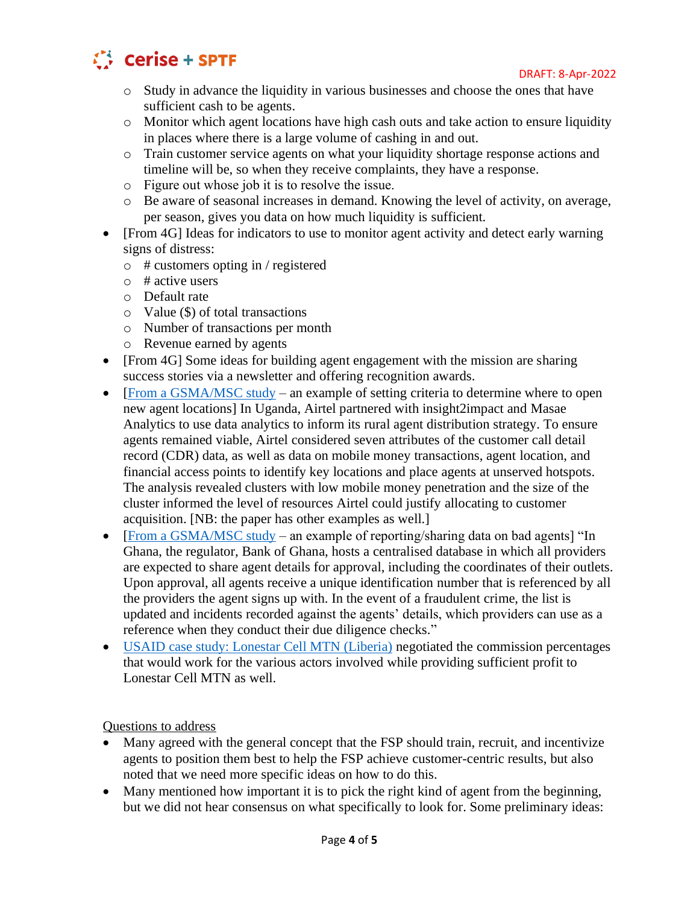- Study in advance the liquidity in various businesses and choose the ones that have sufficient cash to be agents.
  - Monitor which agent locations have high cash outs and take action to ensure liquidity in places where there is a large volume of cashing in and out.
  - Train customer service agents on what your liquidity shortage response actions and timeline will be, so when they receive complaints, they have a response.
  - Figure out whose job it is to resolve the issue.
  - Be aware of seasonal increases in demand. Knowing the level of activity, on average, per season, gives you data on how much liquidity is sufficient.
- [From 4G] Ideas for indicators to use to monitor agent activity and detect early warning signs of distress:
  - # customers opting in / registered
  - # active users
  - Default rate
  - Value ($) of total transactions
  - Number of transactions per month
  - Revenue earned by agents
- [From 4G] Some ideas for building agent engagement with the mission are sharing success stories via a newsletter and offering recognition awards.
- [From a GSMA/MSC study – an example of setting criteria to determine where to open new agent locations] In Uganda, Airtel partnered with insight2impact and Masae Analytics to use data analytics to inform its rural agent distribution strategy. To ensure agents remained viable, Airtel considered seven attributes of the customer call detail record (CDR) data, as well as data on mobile money transactions, agent location, and financial access points to identify key locations and place agents at unserved hotspots. The analysis revealed clusters with low mobile money penetration and the size of the cluster informed the level of resources Airtel could justify allocating to customer acquisition. [NB: the paper has other examples as well.]
- [From a GSMA/MSC study – an example of reporting/sharing data on bad agents] "In Ghana, the regulator, Bank of Ghana, hosts a centralised database in which all providers are expected to share agent details for approval, including the coordinates of their outlets. Upon approval, all agents receive a unique identification number that is referenced by all the providers the agent signs up with. In the event of a fraudulent crime, the list is updated and incidents recorded against the agents' details, which providers can use as a reference when they conduct their due diligence checks."
- USAID case study: Lonestar Cell MTN (Liberia) negotiated the commission percentages that would work for the various actors involved while providing sufficient profit to Lonestar Cell MTN as well.

Questions to address

- Many agreed with the general concept that the FSP should train, recruit, and incentivize agents to position them best to help the FSP achieve customer-centric results, but also noted that we need more specific ideas on how to do this.
- Many mentioned how important it is to pick the right kind of agent from the beginning, but we did not hear consensus on what specifically to look for. Some preliminary ideas: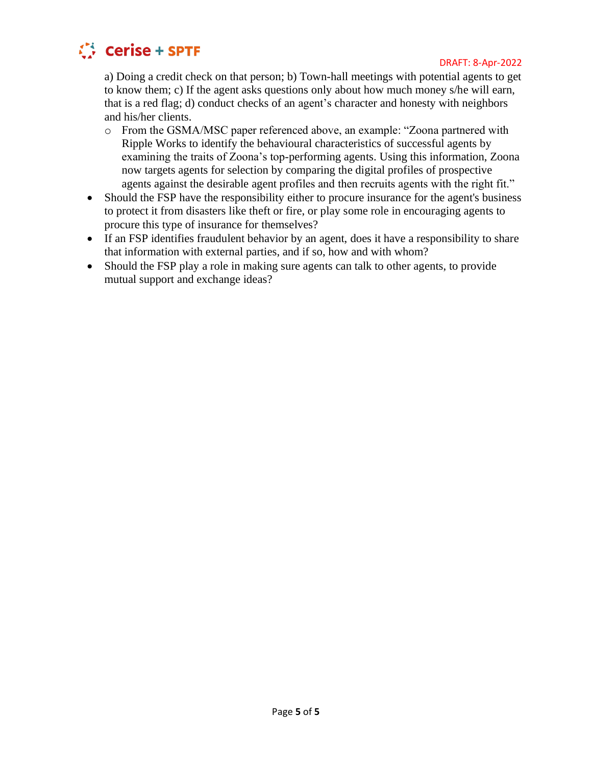a) Doing a credit check on that person; b) Town-hall meetings with potential agents to get to know them; c) If the agent asks questions only about how much money s/he will earn, that is a red flag; d) conduct checks of an agent's character and honesty with neighbors and his/her clients.

   - From the GSMA/MSC paper referenced above, an example: "Zoona partnered with Ripple Works to identify the behavioural characteristics of successful agents by examining the traits of Zoona's top-performing agents. Using this information, Zoona now targets agents for selection by comparing the digital profiles of prospective agents against the desirable agent profiles and then recruits agents with the right fit."

- Should the FSP have the responsibility either to procure insurance for the agent's business to protect it from disasters like theft or fire, or play some role in encouraging agents to procure this type of insurance for themselves?
- If an FSP identifies fraudulent behavior by an agent, does it have a responsibility to share that information with external parties, and if so, how and with whom?
- Should the FSP play a role in making sure agents can talk to other agents, to provide mutual support and exchange ideas?